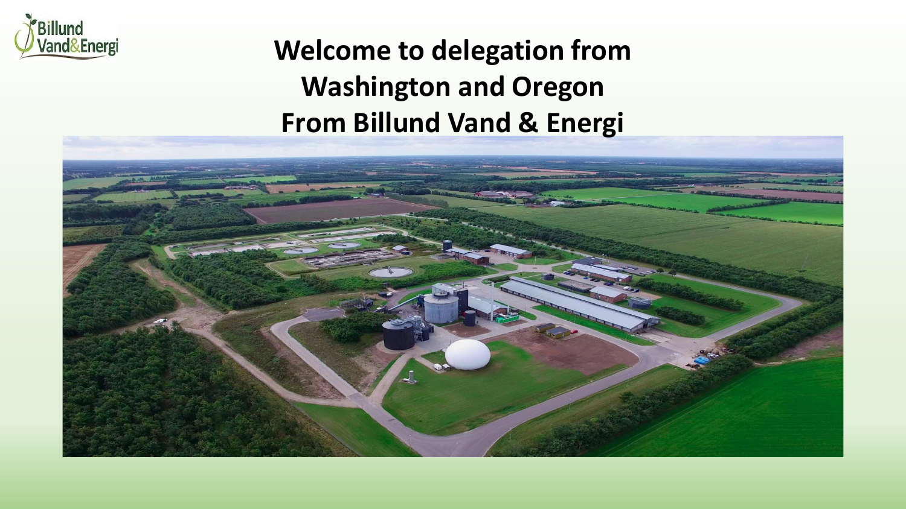Billund Vand&Energi

# Welcome to delegation from Washington and Oregon From Billund Vand & Energi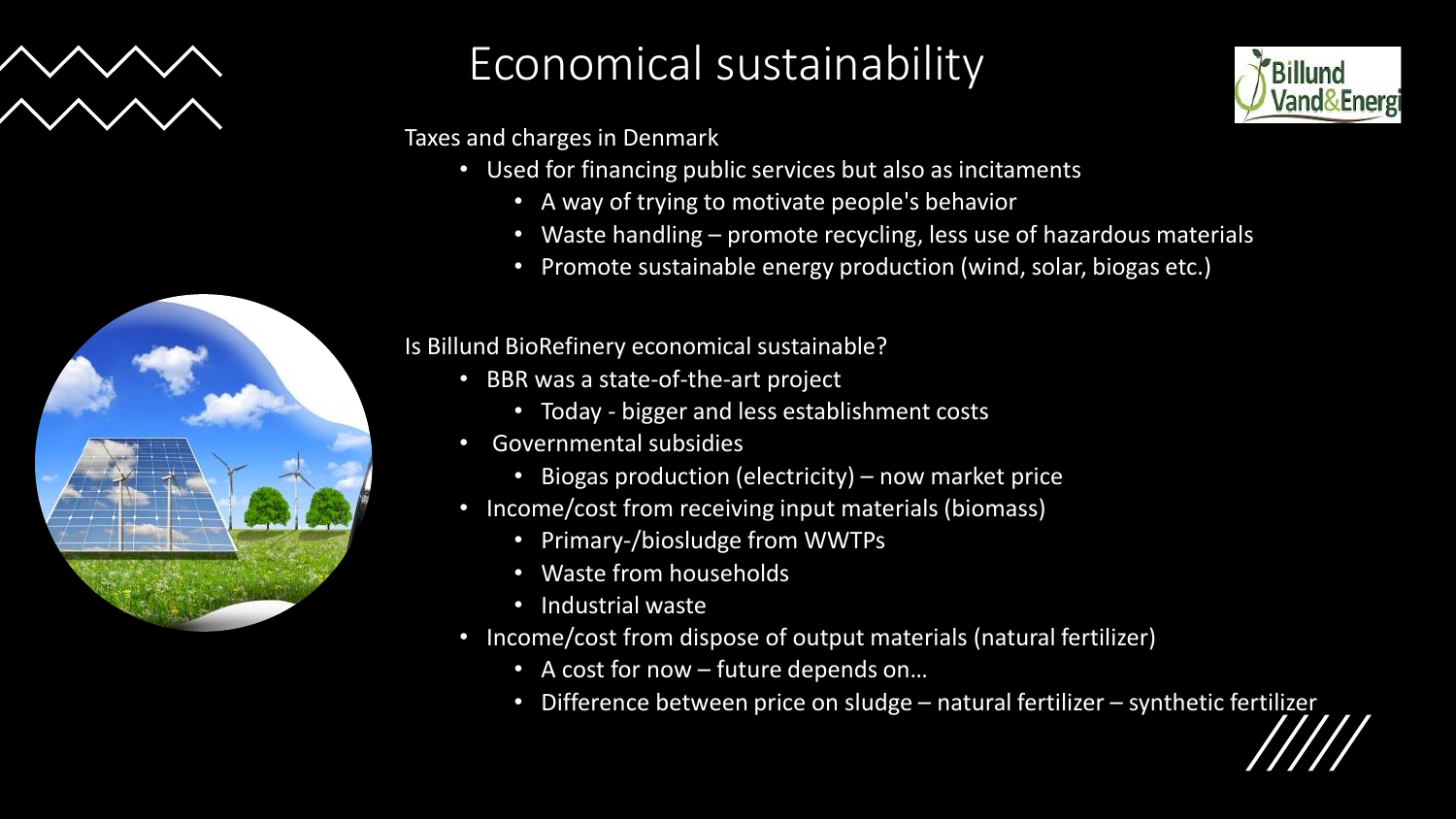# Economical sustainability

Taxes and charges in Denmark

- Used for financing public services but also as incitaments
  - A way of trying to motivate people's behavior
  - Waste handling – promote recycling, less use of hazardous materials
  - Promote sustainable energy production (wind, solar, biogas etc.)

Is Billund BioRefinery economical sustainable?

- BBR was a state-of-the-art project
  - Today - bigger and less establishment costs
- Governmental subsidies
  - Biogas production (electricity) – now market price
- Income/cost from receiving input materials (biomass)
  - Primary-/biosludge from WWTPs
  - Waste from households
  - Industrial waste
- Income/cost from dispose of output materials (natural fertilizer)
  - A cost for now – future depends on…
  - Difference between price on sludge – natural fertilizer – synthetic fertilizer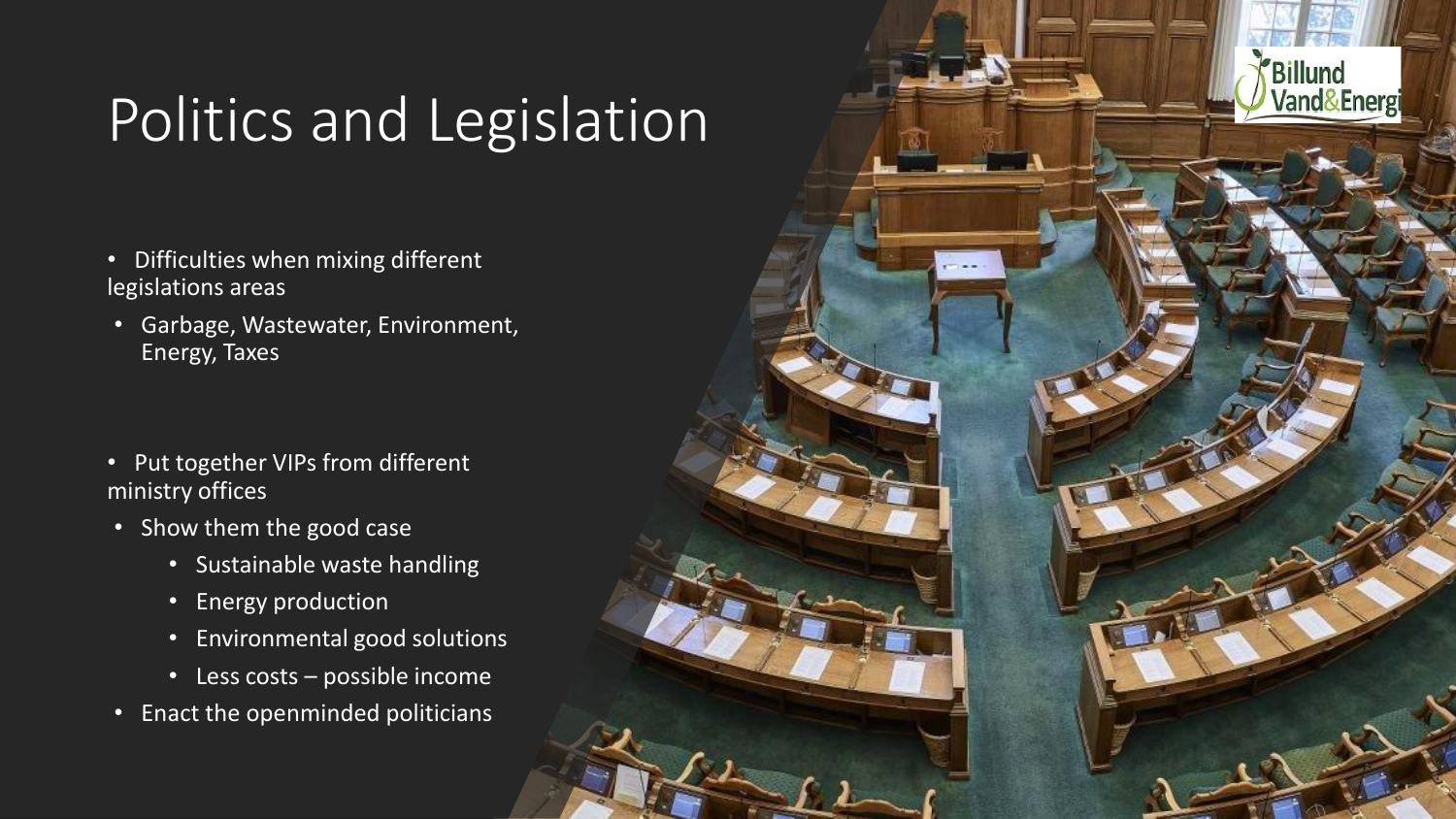# Politics and Legislation

- Difficulties when mixing different legislations areas
  - Garbage, Wastewater, Environment, Energy, Taxes

- Put together VIPs from different ministry offices
  - Show them the good case
    - Sustainable waste handling
    - Energy production
    - Environmental good solutions
    - Less costs – possible income
  - Enact the openminded politicians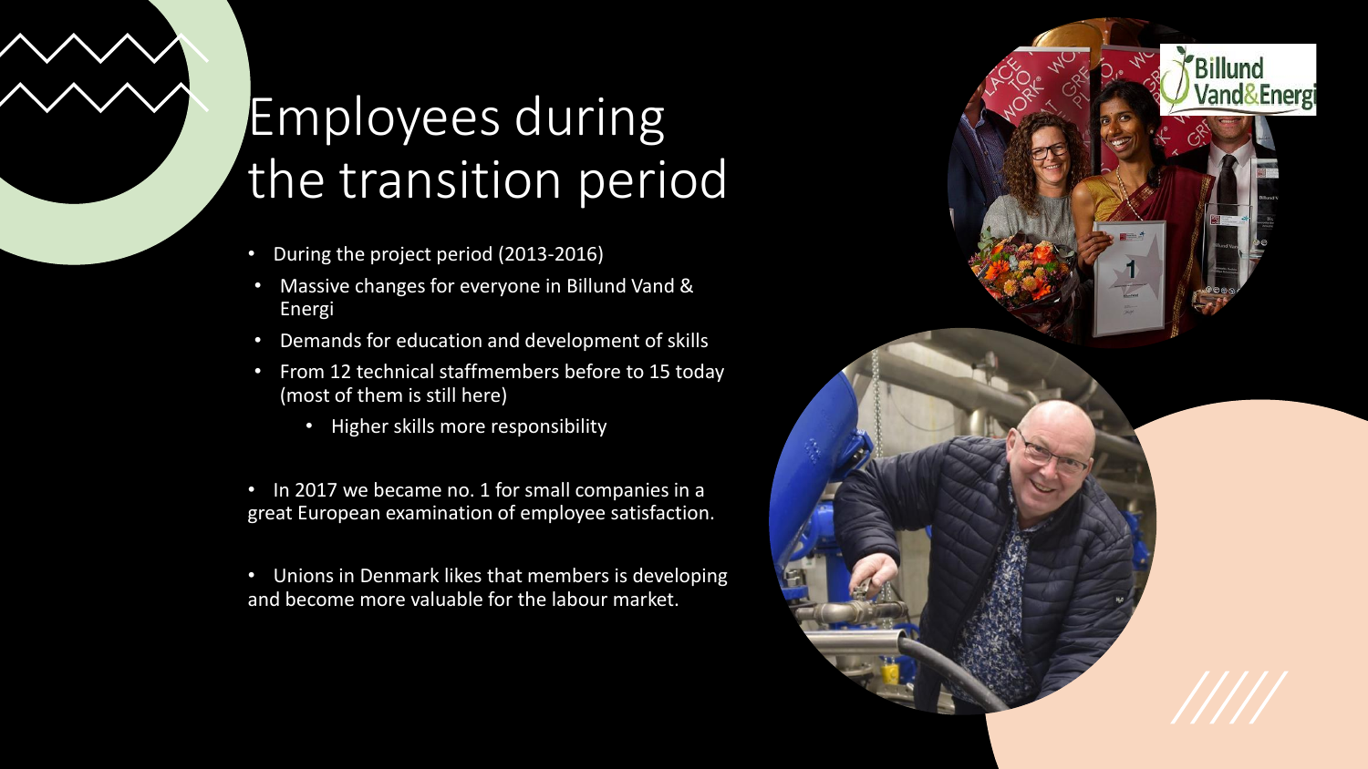# Employees during the transition period

- During the project period (2013-2016)
  - Massive changes for everyone in Billund Vand & Energi
  - Demands for education and development of skills
  - From 12 technical staffmembers before to 15 today (most of them is still here)
    - Higher skills more responsibility

- In 2017 we became no. 1 for small companies in a great European examination of employee satisfaction.

- Unions in Denmark likes that members is developing and become more valuable for the labour market.